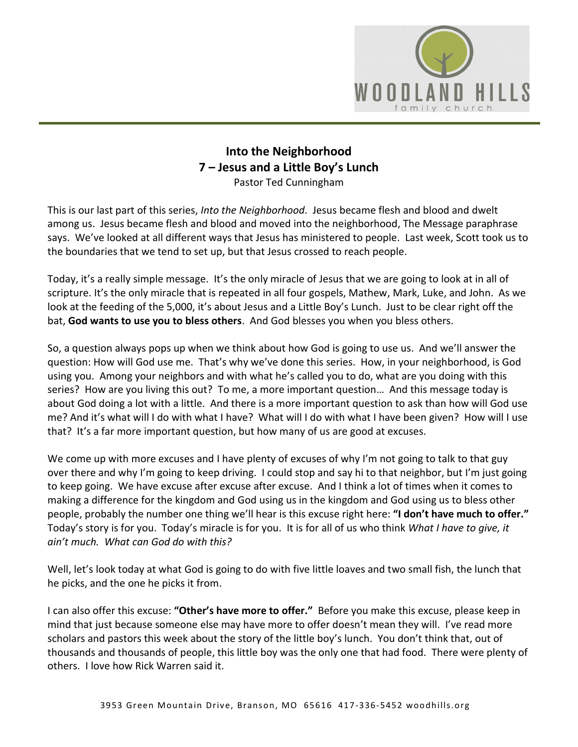# Into the Neighborhood
## 7 – Jesus and a Little Boy's Lunch
Pastor Ted Cunningham

This is our last part of this series, *Into the Neighborhood*. Jesus became flesh and blood and dwelt among us. Jesus became flesh and blood and moved into the neighborhood, The Message paraphrase says. We've looked at all different ways that Jesus has ministered to people. Last week, Scott took us to the boundaries that we tend to set up, but that Jesus crossed to reach people.

Today, it's a really simple message. It's the only miracle of Jesus that we are going to look at in all of scripture. It's the only miracle that is repeated in all four gospels, Mathew, Mark, Luke, and John. As we look at the feeding of the 5,000, it's about Jesus and a Little Boy's Lunch. Just to be clear right off the bat, **God wants to use you to bless others**. And God blesses you when you bless others.

So, a question always pops up when we think about how God is going to use us. And we'll answer the question: How will God use me. That's why we've done this series. How, in your neighborhood, is God using you. Among your neighbors and with what he's called you to do, what are you doing with this series? How are you living this out? To me, a more important question… And this message today is about God doing a lot with a little. And there is a more important question to ask than how will God use me? And it's what will I do with what I have? What will I do with what I have been given? How will I use that? It's a far more important question, but how many of us are good at excuses.

We come up with more excuses and I have plenty of excuses of why I'm not going to talk to that guy over there and why I'm going to keep driving. I could stop and say hi to that neighbor, but I'm just going to keep going. We have excuse after excuse after excuse. And I think a lot of times when it comes to making a difference for the kingdom and God using us in the kingdom and God using us to bless other people, probably the number one thing we'll hear is this excuse right here: **"I don't have much to offer."** Today's story is for you. Today's miracle is for you. It is for all of us who think *What I have to give, it ain't much. What can God do with this?*

Well, let's look today at what God is going to do with five little loaves and two small fish, the lunch that he picks, and the one he picks it from.

I can also offer this excuse: **"Other's have more to offer."** Before you make this excuse, please keep in mind that just because someone else may have more to offer doesn't mean they will. I've read more scholars and pastors this week about the story of the little boy's lunch. You don't think that, out of thousands and thousands of people, this little boy was the only one that had food. There were plenty of others. I love how Rick Warren said it.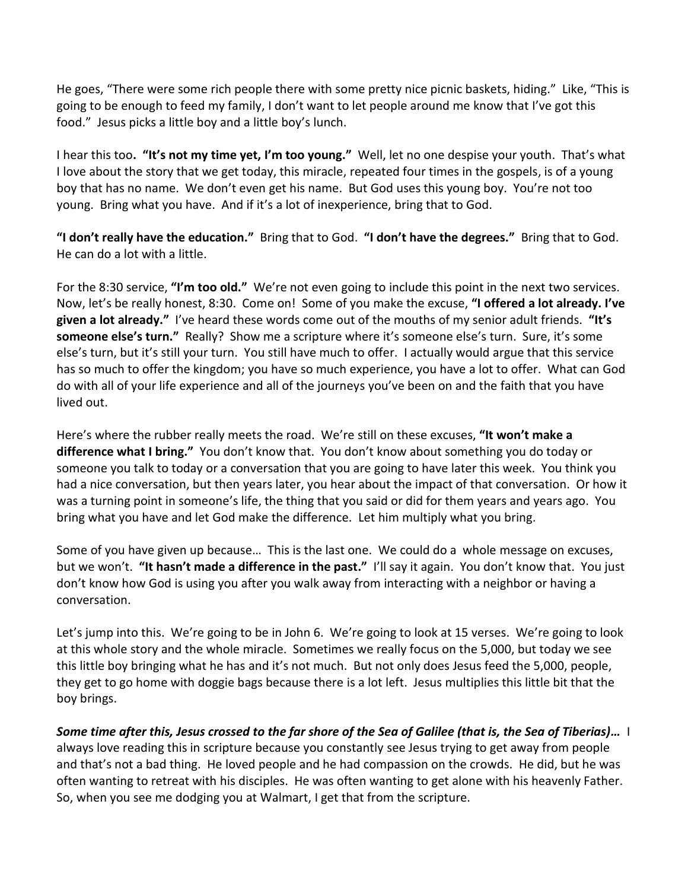He goes, "There were some rich people there with some pretty nice picnic baskets, hiding." Like, "This is going to be enough to feed my family, I don't want to let people around me know that I've got this food." Jesus picks a little boy and a little boy's lunch.

I hear this too**. "It's not my time yet, I'm too young."** Well, let no one despise your youth. That's what I love about the story that we get today, this miracle, repeated four times in the gospels, is of a young boy that has no name. We don't even get his name. But God uses this young boy. You're not too young. Bring what you have. And if it's a lot of inexperience, bring that to God.

**"I don't really have the education."** Bring that to God. **"I don't have the degrees."** Bring that to God. He can do a lot with a little.

For the 8:30 service, **"I'm too old."** We're not even going to include this point in the next two services. Now, let's be really honest, 8:30. Come on! Some of you make the excuse, **"I offered a lot already. I've given a lot already."** I've heard these words come out of the mouths of my senior adult friends. **"It's someone else's turn."** Really? Show me a scripture where it's someone else's turn. Sure, it's some else's turn, but it's still your turn. You still have much to offer. I actually would argue that this service has so much to offer the kingdom; you have so much experience, you have a lot to offer. What can God do with all of your life experience and all of the journeys you've been on and the faith that you have lived out.

Here's where the rubber really meets the road. We're still on these excuses, **"It won't make a difference what I bring."** You don't know that. You don't know about something you do today or someone you talk to today or a conversation that you are going to have later this week. You think you had a nice conversation, but then years later, you hear about the impact of that conversation. Or how it was a turning point in someone's life, the thing that you said or did for them years and years ago. You bring what you have and let God make the difference. Let him multiply what you bring.

Some of you have given up because… This is the last one. We could do a whole message on excuses, but we won't. **"It hasn't made a difference in the past."** I'll say it again. You don't know that. You just don't know how God is using you after you walk away from interacting with a neighbor or having a conversation.

Let's jump into this. We're going to be in John 6. We're going to look at 15 verses. We're going to look at this whole story and the whole miracle. Sometimes we really focus on the 5,000, but today we see this little boy bringing what he has and it's not much. But not only does Jesus feed the 5,000, people, they get to go home with doggie bags because there is a lot left. Jesus multiplies this little bit that the boy brings.

***Some time after this, Jesus crossed to the far shore of the Sea of Galilee (that is, the Sea of Tiberias)…*** I always love reading this in scripture because you constantly see Jesus trying to get away from people and that's not a bad thing. He loved people and he had compassion on the crowds. He did, but he was often wanting to retreat with his disciples. He was often wanting to get alone with his heavenly Father. So, when you see me dodging you at Walmart, I get that from the scripture.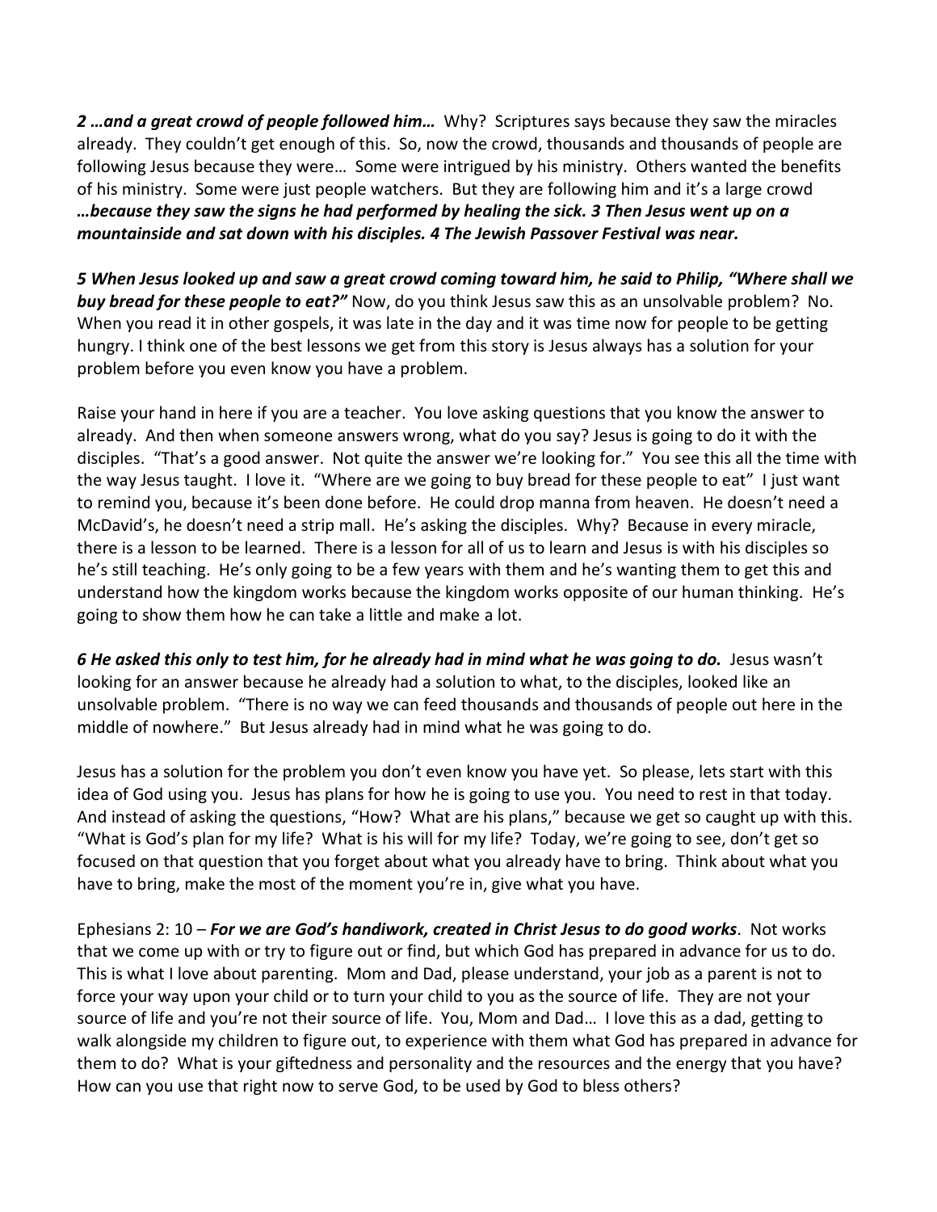***2 …and a great crowd of people followed him…*** Why? Scriptures says because they saw the miracles already. They couldn't get enough of this. So, now the crowd, thousands and thousands of people are following Jesus because they were… Some were intrigued by his ministry. Others wanted the benefits of his ministry. Some were just people watchers. But they are following him and it's a large crowd ***…because they saw the signs he had performed by healing the sick. 3 Then Jesus went up on a mountainside and sat down with his disciples. 4 The Jewish Passover Festival was near.***

***5 When Jesus looked up and saw a great crowd coming toward him, he said to Philip, "Where shall we buy bread for these people to eat?"*** Now, do you think Jesus saw this as an unsolvable problem? No. When you read it in other gospels, it was late in the day and it was time now for people to be getting hungry. I think one of the best lessons we get from this story is Jesus always has a solution for your problem before you even know you have a problem.

Raise your hand in here if you are a teacher. You love asking questions that you know the answer to already. And then when someone answers wrong, what do you say? Jesus is going to do it with the disciples. "That's a good answer. Not quite the answer we're looking for." You see this all the time with the way Jesus taught. I love it. "Where are we going to buy bread for these people to eat" I just want to remind you, because it's been done before. He could drop manna from heaven. He doesn't need a McDavid's, he doesn't need a strip mall. He's asking the disciples. Why? Because in every miracle, there is a lesson to be learned. There is a lesson for all of us to learn and Jesus is with his disciples so he's still teaching. He's only going to be a few years with them and he's wanting them to get this and understand how the kingdom works because the kingdom works opposite of our human thinking. He's going to show them how he can take a little and make a lot.

***6 He asked this only to test him, for he already had in mind what he was going to do.*** Jesus wasn't looking for an answer because he already had a solution to what, to the disciples, looked like an unsolvable problem. "There is no way we can feed thousands and thousands of people out here in the middle of nowhere." But Jesus already had in mind what he was going to do.

Jesus has a solution for the problem you don't even know you have yet. So please, lets start with this idea of God using you. Jesus has plans for how he is going to use you. You need to rest in that today. And instead of asking the questions, "How? What are his plans," because we get so caught up with this. "What is God's plan for my life? What is his will for my life? Today, we're going to see, don't get so focused on that question that you forget about what you already have to bring. Think about what you have to bring, make the most of the moment you're in, give what you have.

Ephesians 2: 10 – ***For we are God's handiwork, created in Christ Jesus to do good works***. Not works that we come up with or try to figure out or find, but which God has prepared in advance for us to do. This is what I love about parenting. Mom and Dad, please understand, your job as a parent is not to force your way upon your child or to turn your child to you as the source of life. They are not your source of life and you're not their source of life. You, Mom and Dad… I love this as a dad, getting to walk alongside my children to figure out, to experience with them what God has prepared in advance for them to do? What is your giftedness and personality and the resources and the energy that you have? How can you use that right now to serve God, to be used by God to bless others?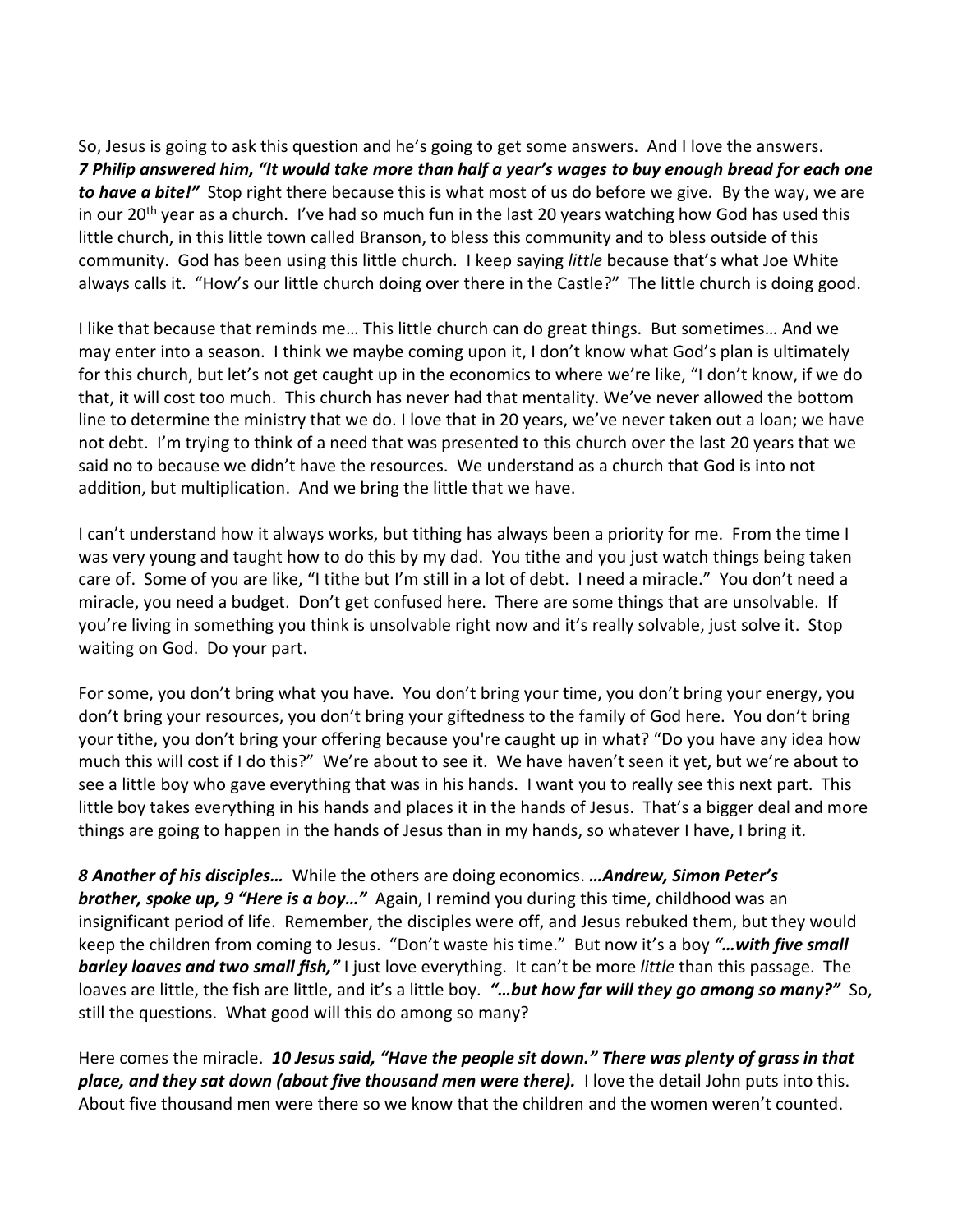So, Jesus is going to ask this question and he's going to get some answers. And I love the answers. ***7 Philip answered him, "It would take more than half a year's wages to buy enough bread for each one to have a bite!"*** Stop right there because this is what most of us do before we give. By the way, we are in our 20th year as a church. I've had so much fun in the last 20 years watching how God has used this little church, in this little town called Branson, to bless this community and to bless outside of this community. God has been using this little church. I keep saying *little* because that's what Joe White always calls it. "How's our little church doing over there in the Castle?" The little church is doing good.

I like that because that reminds me… This little church can do great things. But sometimes… And we may enter into a season. I think we maybe coming upon it, I don't know what God's plan is ultimately for this church, but let's not get caught up in the economics to where we're like, "I don't know, if we do that, it will cost too much. This church has never had that mentality. We've never allowed the bottom line to determine the ministry that we do. I love that in 20 years, we've never taken out a loan; we have not debt. I'm trying to think of a need that was presented to this church over the last 20 years that we said no to because we didn't have the resources. We understand as a church that God is into not addition, but multiplication. And we bring the little that we have.

I can't understand how it always works, but tithing has always been a priority for me. From the time I was very young and taught how to do this by my dad. You tithe and you just watch things being taken care of. Some of you are like, "I tithe but I'm still in a lot of debt. I need a miracle." You don't need a miracle, you need a budget. Don't get confused here. There are some things that are unsolvable. If you're living in something you think is unsolvable right now and it's really solvable, just solve it. Stop waiting on God. Do your part.

For some, you don't bring what you have. You don't bring your time, you don't bring your energy, you don't bring your resources, you don't bring your giftedness to the family of God here. You don't bring your tithe, you don't bring your offering because you're caught up in what? "Do you have any idea how much this will cost if I do this?" We're about to see it. We have haven't seen it yet, but we're about to see a little boy who gave everything that was in his hands. I want you to really see this next part. This little boy takes everything in his hands and places it in the hands of Jesus. That's a bigger deal and more things are going to happen in the hands of Jesus than in my hands, so whatever I have, I bring it.

***8 Another of his disciples…*** While the others are doing economics. ***…Andrew, Simon Peter's brother, spoke up, 9 "Here is a boy…"*** Again, I remind you during this time, childhood was an insignificant period of life. Remember, the disciples were off, and Jesus rebuked them, but they would keep the children from coming to Jesus. "Don't waste his time." But now it's a boy ***"…with five small barley loaves and two small fish,"*** I just love everything. It can't be more *little* than this passage. The loaves are little, the fish are little, and it's a little boy. ***"…but how far will they go among so many?"*** So, still the questions. What good will this do among so many?

Here comes the miracle. ***10 Jesus said, "Have the people sit down." There was plenty of grass in that place, and they sat down (about five thousand men were there).*** I love the detail John puts into this. About five thousand men were there so we know that the children and the women weren't counted.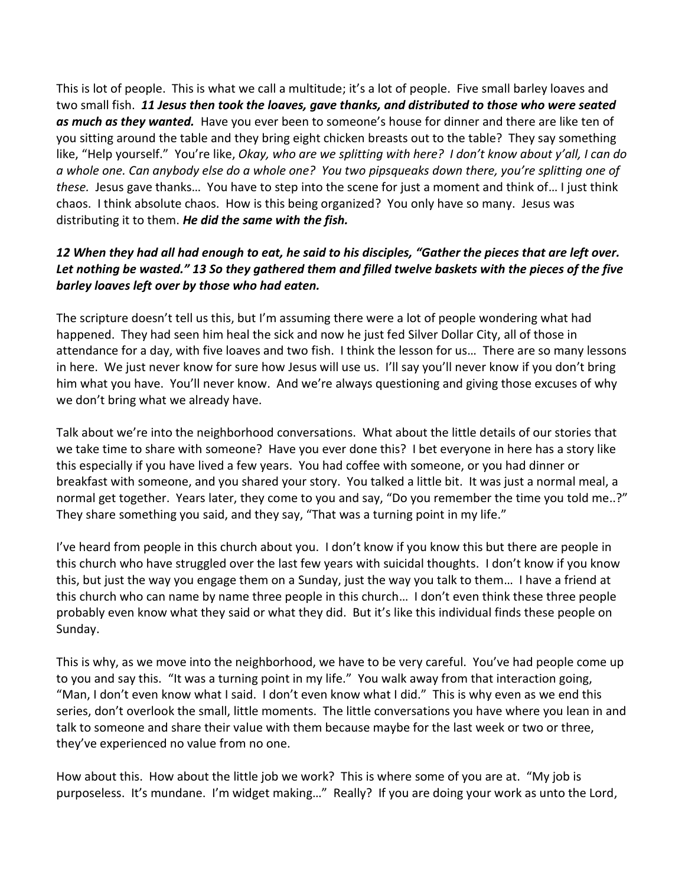This is lot of people. This is what we call a multitude; it's a lot of people. Five small barley loaves and two small fish. ***11 Jesus then took the loaves, gave thanks, and distributed to those who were seated as much as they wanted.*** Have you ever been to someone's house for dinner and there are like ten of you sitting around the table and they bring eight chicken breasts out to the table? They say something like, "Help yourself." You're like, *Okay, who are we splitting with here? I don't know about y'all, I can do a whole one. Can anybody else do a whole one? You two pipsqueaks down there, you're splitting one of these.* Jesus gave thanks… You have to step into the scene for just a moment and think of… I just think chaos. I think absolute chaos. How is this being organized? You only have so many. Jesus was distributing it to them. ***He did the same with the fish.***

***12 When they had all had enough to eat, he said to his disciples, "Gather the pieces that are left over. Let nothing be wasted." 13 So they gathered them and filled twelve baskets with the pieces of the five barley loaves left over by those who had eaten.***

The scripture doesn't tell us this, but I'm assuming there were a lot of people wondering what had happened. They had seen him heal the sick and now he just fed Silver Dollar City, all of those in attendance for a day, with five loaves and two fish. I think the lesson for us… There are so many lessons in here. We just never know for sure how Jesus will use us. I'll say you'll never know if you don't bring him what you have. You'll never know. And we're always questioning and giving those excuses of why we don't bring what we already have.

Talk about we're into the neighborhood conversations. What about the little details of our stories that we take time to share with someone? Have you ever done this? I bet everyone in here has a story like this especially if you have lived a few years. You had coffee with someone, or you had dinner or breakfast with someone, and you shared your story. You talked a little bit. It was just a normal meal, a normal get together. Years later, they come to you and say, "Do you remember the time you told me..?" They share something you said, and they say, "That was a turning point in my life."

I've heard from people in this church about you. I don't know if you know this but there are people in this church who have struggled over the last few years with suicidal thoughts. I don't know if you know this, but just the way you engage them on a Sunday, just the way you talk to them… I have a friend at this church who can name by name three people in this church… I don't even think these three people probably even know what they said or what they did. But it's like this individual finds these people on Sunday.

This is why, as we move into the neighborhood, we have to be very careful. You've had people come up to you and say this. "It was a turning point in my life." You walk away from that interaction going, "Man, I don't even know what I said. I don't even know what I did." This is why even as we end this series, don't overlook the small, little moments. The little conversations you have where you lean in and talk to someone and share their value with them because maybe for the last week or two or three, they've experienced no value from no one.

How about this. How about the little job we work? This is where some of you are at. "My job is purposeless. It's mundane. I'm widget making…" Really? If you are doing your work as unto the Lord,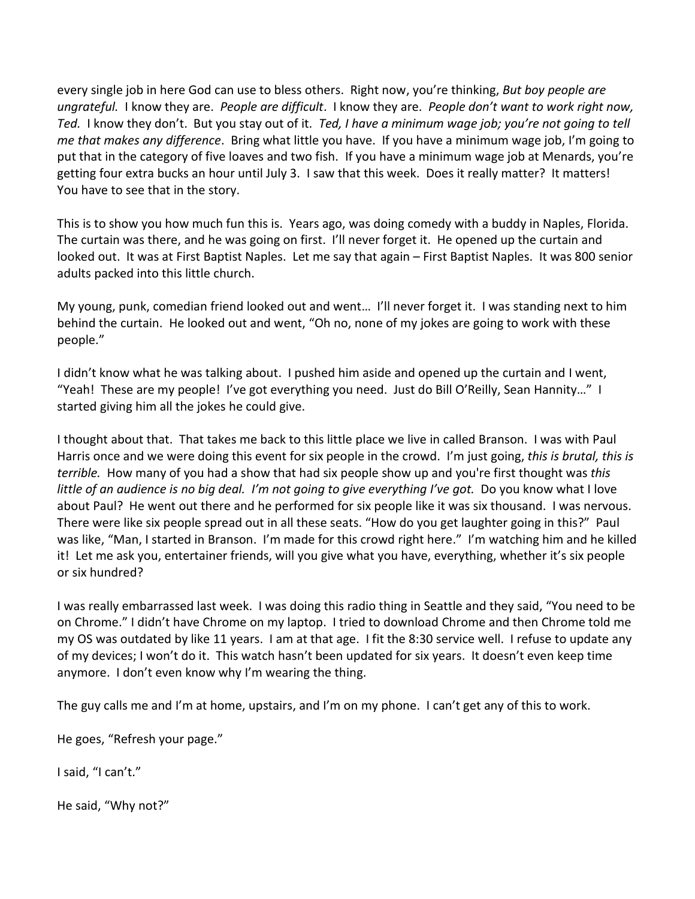every single job in here God can use to bless others. Right now, you're thinking, *But boy people are ungrateful.* I know they are. *People are difficult*. I know they are. *People don't want to work right now, Ted.* I know they don't. But you stay out of it. *Ted, I have a minimum wage job; you're not going to tell me that makes any difference*. Bring what little you have. If you have a minimum wage job, I'm going to put that in the category of five loaves and two fish. If you have a minimum wage job at Menards, you're getting four extra bucks an hour until July 3. I saw that this week. Does it really matter? It matters! You have to see that in the story.

This is to show you how much fun this is. Years ago, was doing comedy with a buddy in Naples, Florida. The curtain was there, and he was going on first. I'll never forget it. He opened up the curtain and looked out. It was at First Baptist Naples. Let me say that again – First Baptist Naples. It was 800 senior adults packed into this little church.

My young, punk, comedian friend looked out and went… I'll never forget it. I was standing next to him behind the curtain. He looked out and went, "Oh no, none of my jokes are going to work with these people."

I didn't know what he was talking about. I pushed him aside and opened up the curtain and I went, "Yeah! These are my people! I've got everything you need. Just do Bill O'Reilly, Sean Hannity…" I started giving him all the jokes he could give.

I thought about that. That takes me back to this little place we live in called Branson. I was with Paul Harris once and we were doing this event for six people in the crowd. I'm just going, *this is brutal, this is terrible.* How many of you had a show that had six people show up and you're first thought was *this little of an audience is no big deal. I'm not going to give everything I've got.* Do you know what I love about Paul? He went out there and he performed for six people like it was six thousand. I was nervous. There were like six people spread out in all these seats. "How do you get laughter going in this?" Paul was like, "Man, I started in Branson. I'm made for this crowd right here." I'm watching him and he killed it! Let me ask you, entertainer friends, will you give what you have, everything, whether it's six people or six hundred?

I was really embarrassed last week. I was doing this radio thing in Seattle and they said, "You need to be on Chrome." I didn't have Chrome on my laptop. I tried to download Chrome and then Chrome told me my OS was outdated by like 11 years. I am at that age. I fit the 8:30 service well. I refuse to update any of my devices; I won't do it. This watch hasn't been updated for six years. It doesn't even keep time anymore. I don't even know why I'm wearing the thing.

The guy calls me and I'm at home, upstairs, and I'm on my phone. I can't get any of this to work.

He goes, "Refresh your page."

I said, "I can't."

He said, "Why not?"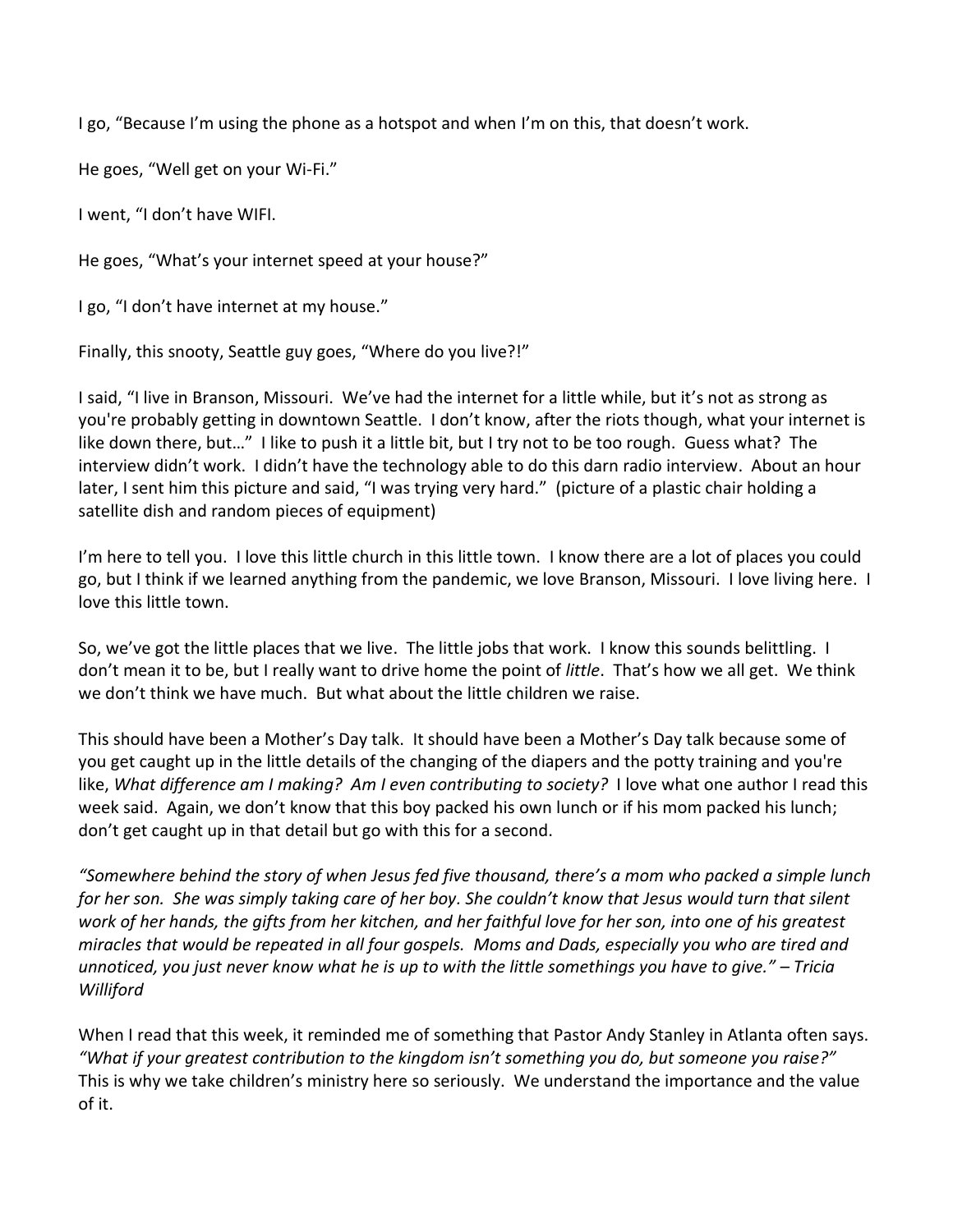I go, "Because I'm using the phone as a hotspot and when I'm on this, that doesn't work.

He goes, "Well get on your Wi-Fi."

I went, "I don't have WIFI.

He goes, "What's your internet speed at your house?"

I go, "I don't have internet at my house."

Finally, this snooty, Seattle guy goes, "Where do you live?!"

I said, "I live in Branson, Missouri. We've had the internet for a little while, but it's not as strong as you're probably getting in downtown Seattle. I don't know, after the riots though, what your internet is like down there, but…" I like to push it a little bit, but I try not to be too rough. Guess what? The interview didn't work. I didn't have the technology able to do this darn radio interview. About an hour later, I sent him this picture and said, "I was trying very hard." (picture of a plastic chair holding a satellite dish and random pieces of equipment)

I'm here to tell you. I love this little church in this little town. I know there are a lot of places you could go, but I think if we learned anything from the pandemic, we love Branson, Missouri. I love living here. I love this little town.

So, we've got the little places that we live. The little jobs that work. I know this sounds belittling. I don't mean it to be, but I really want to drive home the point of *little*. That's how we all get. We think we don't think we have much. But what about the little children we raise.

This should have been a Mother's Day talk. It should have been a Mother's Day talk because some of you get caught up in the little details of the changing of the diapers and the potty training and you're like, *What difference am I making? Am I even contributing to society?* I love what one author I read this week said. Again, we don't know that this boy packed his own lunch or if his mom packed his lunch; don't get caught up in that detail but go with this for a second.

*"Somewhere behind the story of when Jesus fed five thousand, there's a mom who packed a simple lunch for her son. She was simply taking care of her boy. She couldn't know that Jesus would turn that silent work of her hands, the gifts from her kitchen, and her faithful love for her son, into one of his greatest miracles that would be repeated in all four gospels. Moms and Dads, especially you who are tired and unnoticed, you just never know what he is up to with the little somethings you have to give." – Tricia Williford*

When I read that this week, it reminded me of something that Pastor Andy Stanley in Atlanta often says. *"What if your greatest contribution to the kingdom isn't something you do, but someone you raise?"* This is why we take children's ministry here so seriously. We understand the importance and the value of it.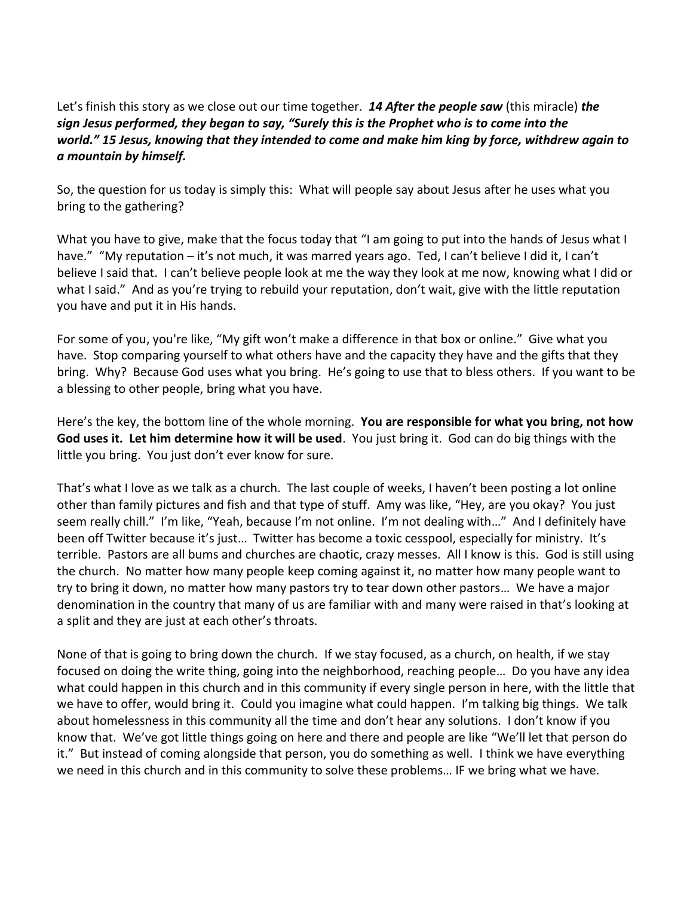Let's finish this story as we close out our time together. ***14 After the people saw*** (this miracle) ***the sign Jesus performed, they began to say, "Surely this is the Prophet who is to come into the world." 15 Jesus, knowing that they intended to come and make him king by force, withdrew again to a mountain by himself.***

So, the question for us today is simply this: What will people say about Jesus after he uses what you bring to the gathering?

What you have to give, make that the focus today that "I am going to put into the hands of Jesus what I have." "My reputation – it's not much, it was marred years ago. Ted, I can't believe I did it, I can't believe I said that. I can't believe people look at me the way they look at me now, knowing what I did or what I said." And as you're trying to rebuild your reputation, don't wait, give with the little reputation you have and put it in His hands.

For some of you, you're like, "My gift won't make a difference in that box or online." Give what you have. Stop comparing yourself to what others have and the capacity they have and the gifts that they bring. Why? Because God uses what you bring. He's going to use that to bless others. If you want to be a blessing to other people, bring what you have.

Here's the key, the bottom line of the whole morning. **You are responsible for what you bring, not how God uses it. Let him determine how it will be used**. You just bring it. God can do big things with the little you bring. You just don't ever know for sure.

That's what I love as we talk as a church. The last couple of weeks, I haven't been posting a lot online other than family pictures and fish and that type of stuff. Amy was like, "Hey, are you okay? You just seem really chill." I'm like, "Yeah, because I'm not online. I'm not dealing with…" And I definitely have been off Twitter because it's just… Twitter has become a toxic cesspool, especially for ministry. It's terrible. Pastors are all bums and churches are chaotic, crazy messes. All I know is this. God is still using the church. No matter how many people keep coming against it, no matter how many people want to try to bring it down, no matter how many pastors try to tear down other pastors… We have a major denomination in the country that many of us are familiar with and many were raised in that's looking at a split and they are just at each other's throats.

None of that is going to bring down the church. If we stay focused, as a church, on health, if we stay focused on doing the write thing, going into the neighborhood, reaching people… Do you have any idea what could happen in this church and in this community if every single person in here, with the little that we have to offer, would bring it. Could you imagine what could happen. I'm talking big things. We talk about homelessness in this community all the time and don't hear any solutions. I don't know if you know that. We've got little things going on here and there and people are like "We'll let that person do it." But instead of coming alongside that person, you do something as well. I think we have everything we need in this church and in this community to solve these problems… IF we bring what we have.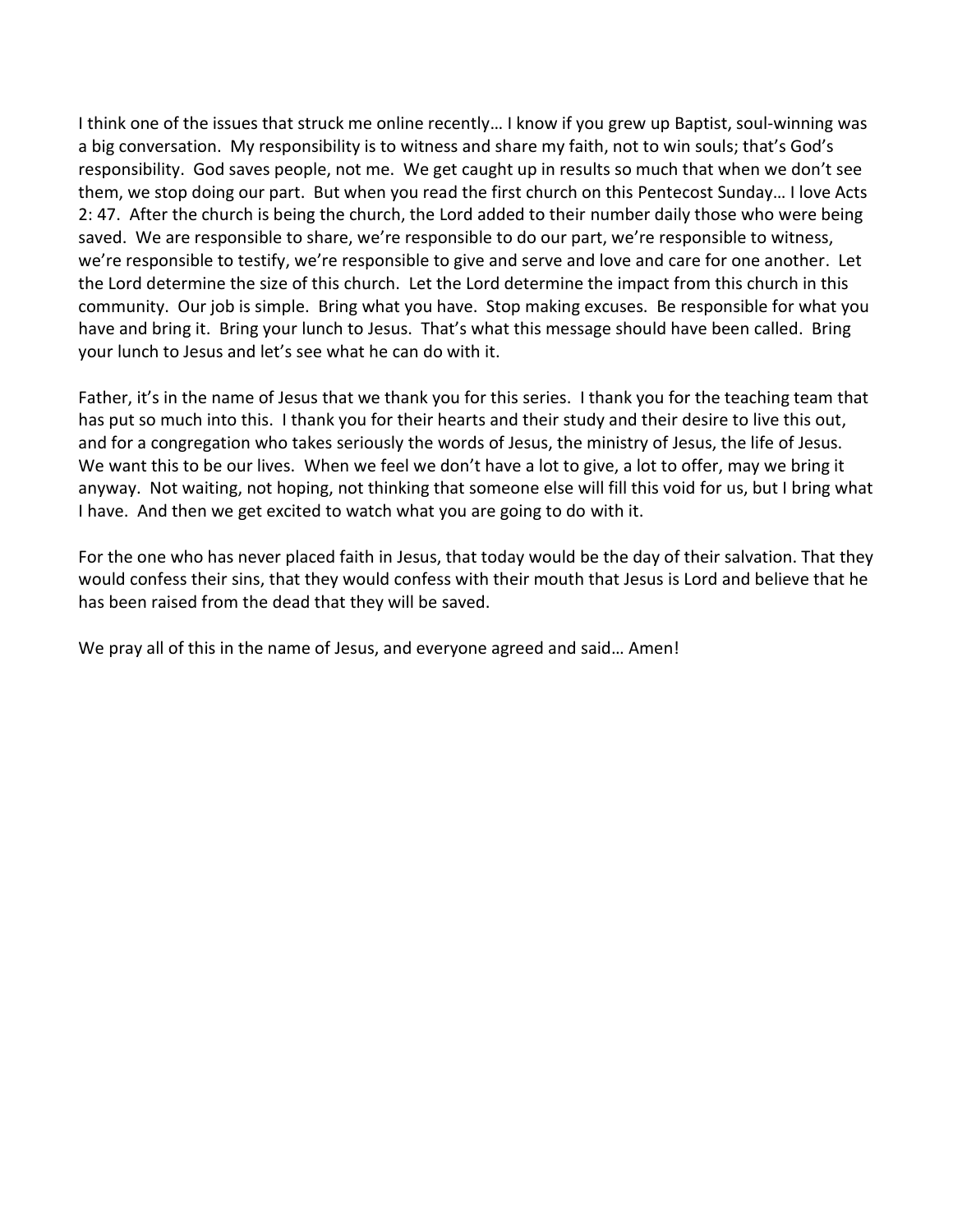I think one of the issues that struck me online recently… I know if you grew up Baptist, soul-winning was a big conversation. My responsibility is to witness and share my faith, not to win souls; that's God's responsibility. God saves people, not me. We get caught up in results so much that when we don't see them, we stop doing our part. But when you read the first church on this Pentecost Sunday… I love Acts 2: 47. After the church is being the church, the Lord added to their number daily those who were being saved. We are responsible to share, we're responsible to do our part, we're responsible to witness, we're responsible to testify, we're responsible to give and serve and love and care for one another. Let the Lord determine the size of this church. Let the Lord determine the impact from this church in this community. Our job is simple. Bring what you have. Stop making excuses. Be responsible for what you have and bring it. Bring your lunch to Jesus. That's what this message should have been called. Bring your lunch to Jesus and let's see what he can do with it.

Father, it's in the name of Jesus that we thank you for this series. I thank you for the teaching team that has put so much into this. I thank you for their hearts and their study and their desire to live this out, and for a congregation who takes seriously the words of Jesus, the ministry of Jesus, the life of Jesus. We want this to be our lives. When we feel we don't have a lot to give, a lot to offer, may we bring it anyway. Not waiting, not hoping, not thinking that someone else will fill this void for us, but I bring what I have. And then we get excited to watch what you are going to do with it.

For the one who has never placed faith in Jesus, that today would be the day of their salvation. That they would confess their sins, that they would confess with their mouth that Jesus is Lord and believe that he has been raised from the dead that they will be saved.

We pray all of this in the name of Jesus, and everyone agreed and said… Amen!